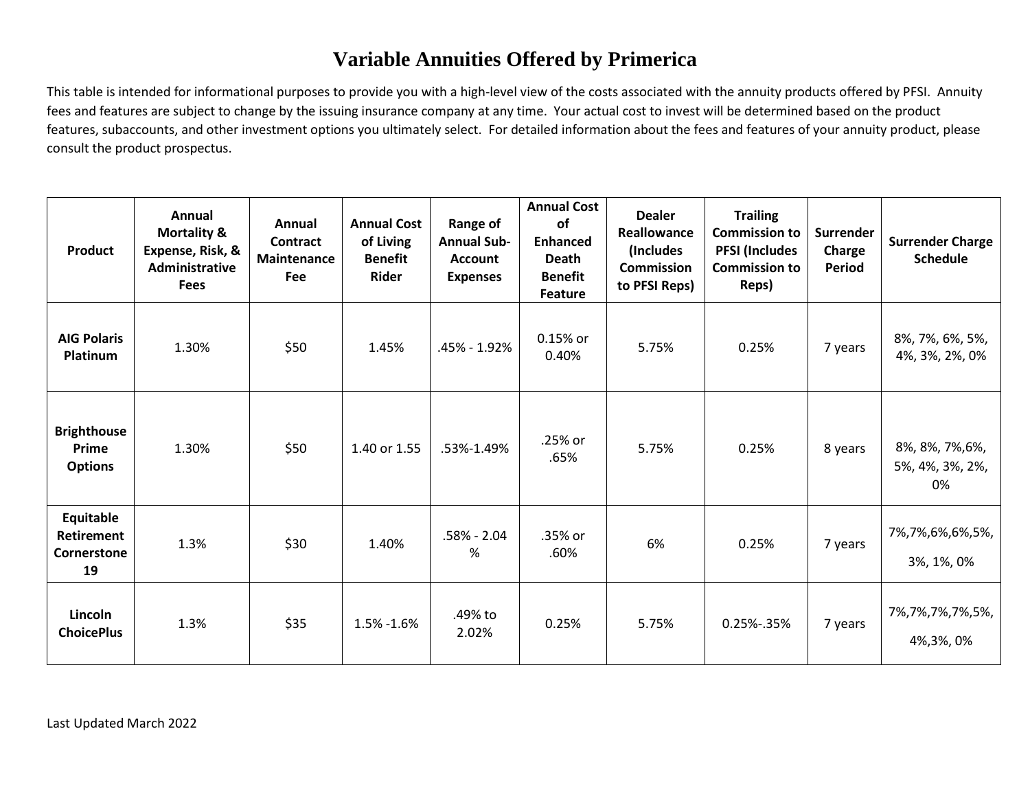# Variable Annuities Offered by Primerica

This table is intended for informational purposes to provide you with a high-level view of the costs associated with the annuity products offered by PFSI. Annuity fees and features are subject to change by the issuing insurance company at any time. Your actual cost to invest will be determined based on the product features, subaccounts, and other investment options you ultimately select. For detailed information about the fees and features of your annuity product, please consult the product prospectus.

| Product | Annual Mortality & Expense, Risk, & Administrative Fees | Annual Contract Maintenance Fee | Annual Cost of Living Benefit Rider | Range of Annual Sub-Account Expenses | Annual Cost of Enhanced Death Benefit Feature | Dealer Reallowance (Includes Commission to PFSI Reps) | Trailing Commission to PFSI (Includes Commission to Reps) | Surrender Charge Period | Surrender Charge Schedule |
|---|---|---|---|---|---|---|---|---|---|
| **AIG Polaris Platinum** | 1.30% | $50 | 1.45% | .45% - 1.92% | 0.15% or 0.40% | 5.75% | 0.25% | 7 years | 8%, 7%, 6%, 5%, 4%, 3%, 2%, 0% |
| **Brighthouse Prime Options** | 1.30% | $50 | 1.40 or 1.55 | .53%-1.49% | .25% or .65% | 5.75% | 0.25% | 8 years | 8%, 8%, 7%,6%, 5%, 4%, 3%, 2%, 0% |
| **Equitable Retirement Cornerstone 19** | 1.3% | $30 | 1.40% | .58% - 2.04 % | .35% or .60% | 6% | 0.25% | 7 years | 7%,7%,6%,6%,5%, 3%, 1%, 0% |
| **Lincoln ChoicePlus** | 1.3% | $35 | 1.5% -1.6% | .49% to 2.02% | 0.25% | 5.75% | 0.25%-.35% | 7 years | 7%,7%,7%,7%,5%, 4%,3%, 0% |

Last Updated March 2022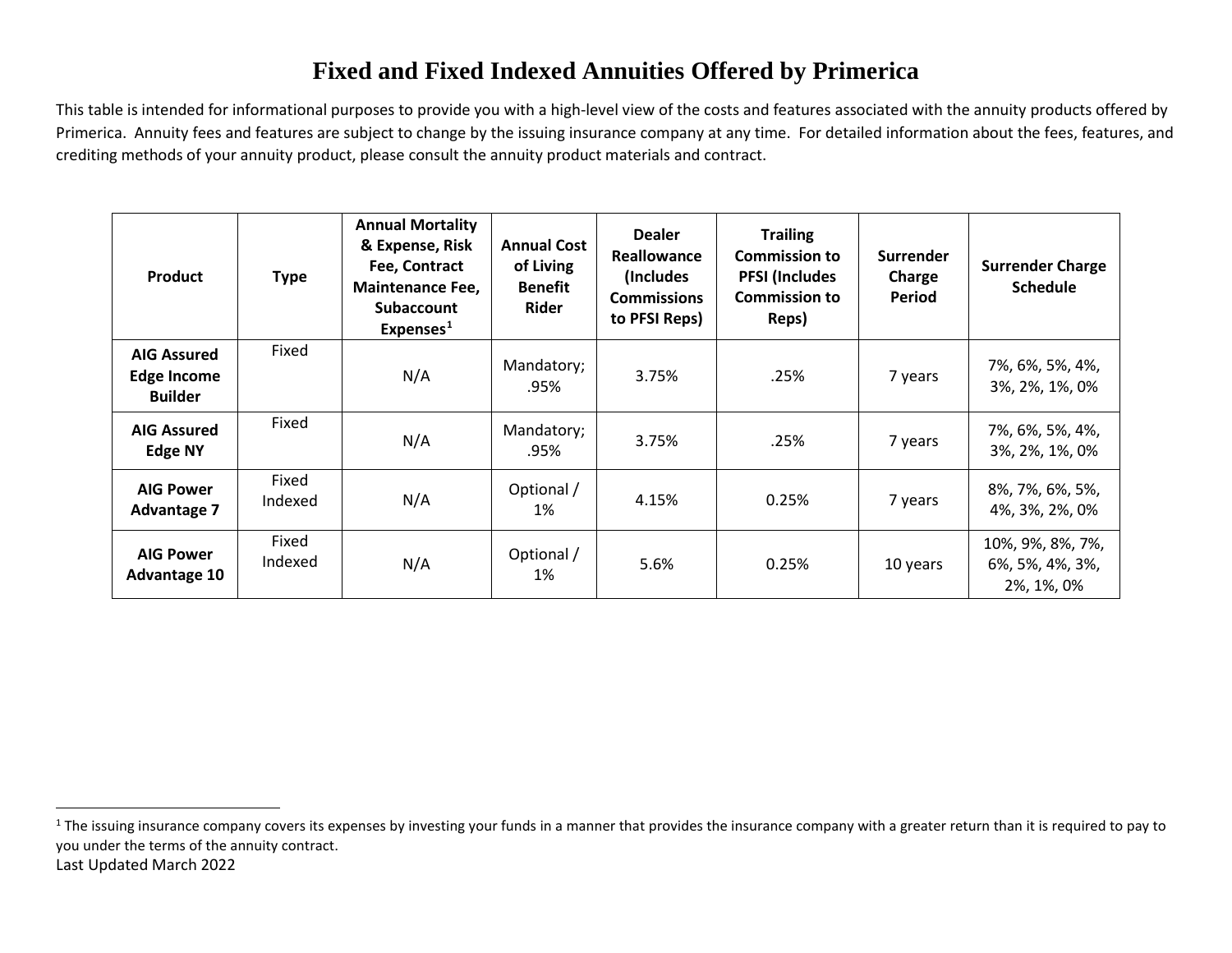# Fixed and Fixed Indexed Annuities Offered by Primerica

This table is intended for informational purposes to provide you with a high-level view of the costs and features associated with the annuity products offered by Primerica. Annuity fees and features are subject to change by the issuing insurance company at any time. For detailed information about the fees, features, and crediting methods of your annuity product, please consult the annuity product materials and contract.

| Product | Type | Annual Mortality & Expense, Risk Fee, Contract Maintenance Fee, Subaccount Expenses[1] | Annual Cost of Living Benefit Rider | Dealer Reallowance (Includes Commissions to PFSI Reps) | Trailing Commission to PFSI (Includes Commission to Reps) | Surrender Charge Period | Surrender Charge Schedule |
|---|---|---|---|---|---|---|---|
| **AIG Assured Edge Income Builder** | Fixed | N/A | Mandatory; .95% | 3.75% | .25% | 7 years | 7%, 6%, 5%, 4%, 3%, 2%, 1%, 0% |
| **AIG Assured Edge NY** | Fixed | N/A | Mandatory; .95% | 3.75% | .25% | 7 years | 7%, 6%, 5%, 4%, 3%, 2%, 1%, 0% |
| **AIG Power Advantage 7** | Fixed Indexed | N/A | Optional / 1% | 4.15% | 0.25% | 7 years | 8%, 7%, 6%, 5%, 4%, 3%, 2%, 0% |
| **AIG Power Advantage 10** | Fixed Indexed | N/A | Optional / 1% | 5.6% | 0.25% | 10 years | 10%, 9%, 8%, 7%, 6%, 5%, 4%, 3%, 2%, 1%, 0% |

[1] The issuing insurance company covers its expenses by investing your funds in a manner that provides the insurance company with a greater return than it is required to pay to you under the terms of the annuity contract.

Last Updated March 2022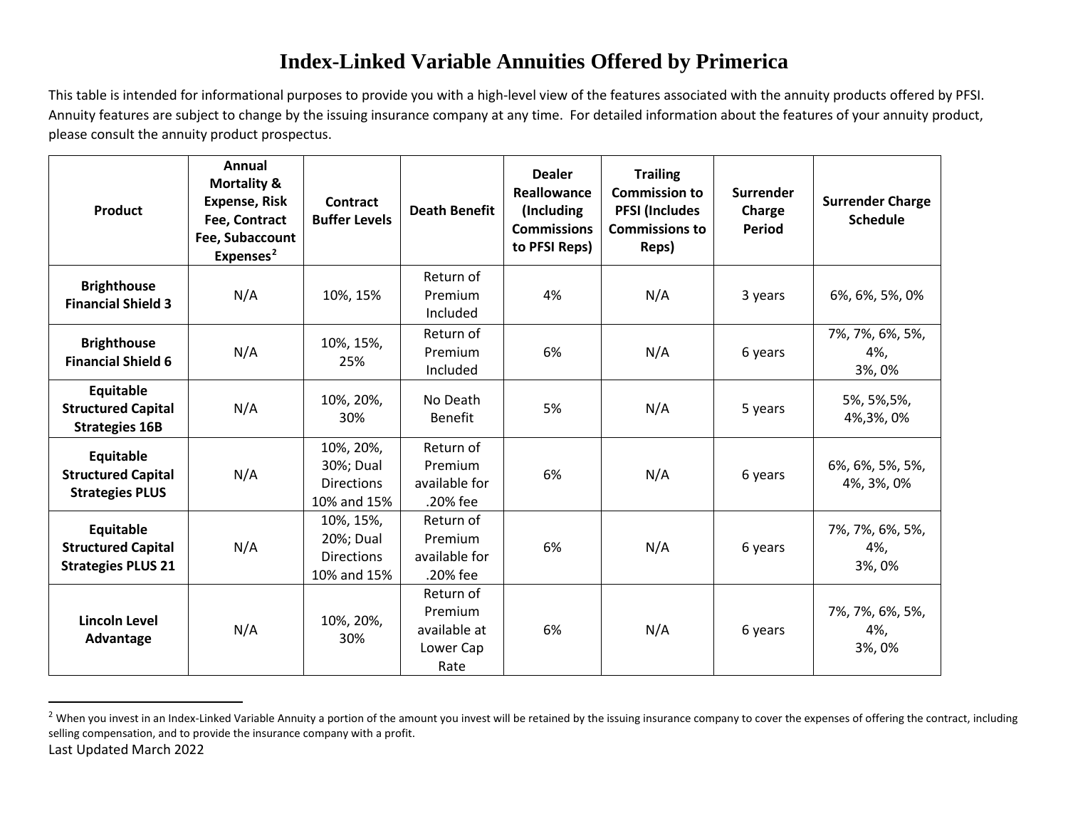# Index-Linked Variable Annuities Offered by Primerica

This table is intended for informational purposes to provide you with a high-level view of the features associated with the annuity products offered by PFSI. Annuity features are subject to change by the issuing insurance company at any time. For detailed information about the features of your annuity product, please consult the annuity product prospectus.

| Product | Annual Mortality & Expense, Risk Fee, Contract Fee, Subaccount Expenses[2] | Contract Buffer Levels | Death Benefit | Dealer Reallowance (Including Commissions to PFSI Reps) | Trailing Commission to PFSI (Includes Commissions to Reps) | Surrender Charge Period | Surrender Charge Schedule |
|---|---|---|---|---|---|---|---|
| **Brighthouse Financial Shield 3** | N/A | 10%, 15% | Return of Premium Included | 4% | N/A | 3 years | 6%, 6%, 5%, 0% |
| **Brighthouse Financial Shield 6** | N/A | 10%, 15%, 25% | Return of Premium Included | 6% | N/A | 6 years | 7%, 7%, 6%, 5%, 4%, 3%, 0% |
| **Equitable Structured Capital Strategies 16B** | N/A | 10%, 20%, 30% | No Death Benefit | 5% | N/A | 5 years | 5%, 5%,5%, 4%,3%, 0% |
| **Equitable Structured Capital Strategies PLUS** | N/A | 10%, 20%, 30%; Dual Directions 10% and 15% | Return of Premium available for .20% fee | 6% | N/A | 6 years | 6%, 6%, 5%, 5%, 4%, 3%, 0% |
| **Equitable Structured Capital Strategies PLUS 21** | N/A | 10%, 15%, 20%; Dual Directions 10% and 15% | Return of Premium available for .20% fee | 6% | N/A | 6 years | 7%, 7%, 6%, 5%, 4%, 3%, 0% |
| **Lincoln Level Advantage** | N/A | 10%, 20%, 30% | Return of Premium available at Lower Cap Rate | 6% | N/A | 6 years | 7%, 7%, 6%, 5%, 4%, 3%, 0% |

[2] When you invest in an Index-Linked Variable Annuity a portion of the amount you invest will be retained by the issuing insurance company to cover the expenses of offering the contract, including selling compensation, and to provide the insurance company with a profit.

Last Updated March 2022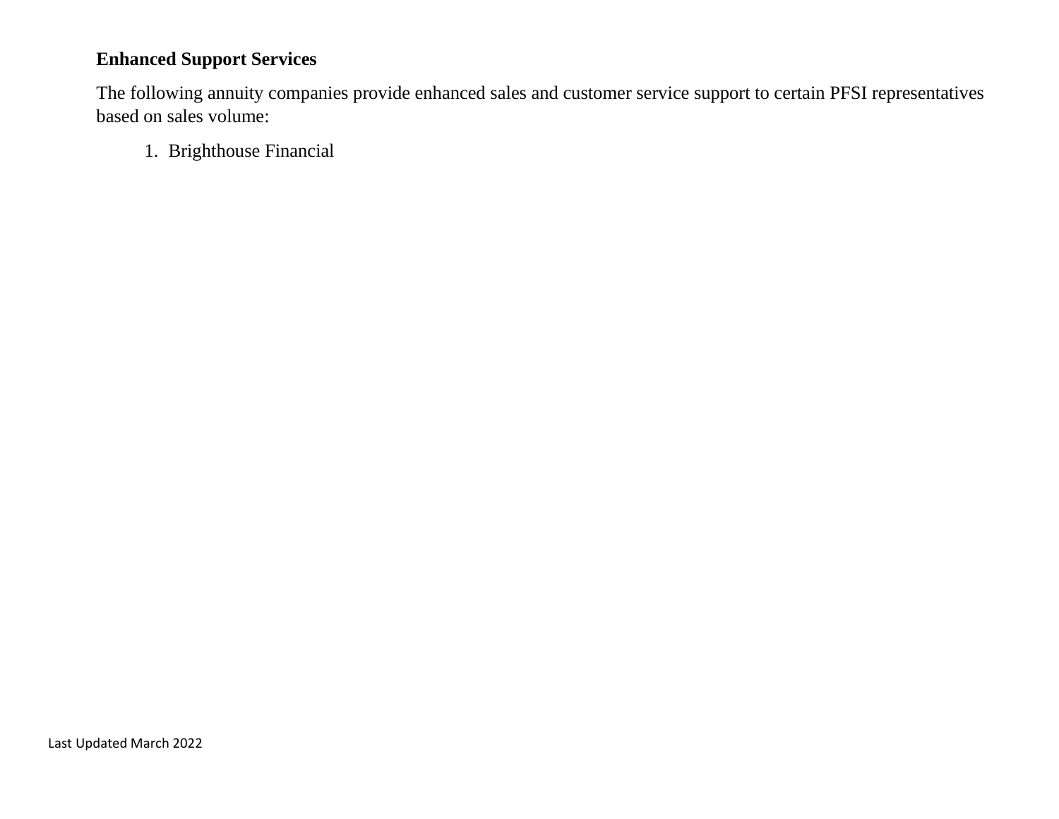**Enhanced Support Services**

The following annuity companies provide enhanced sales and customer service support to certain PFSI representatives based on sales volume:

1. Brighthouse Financial